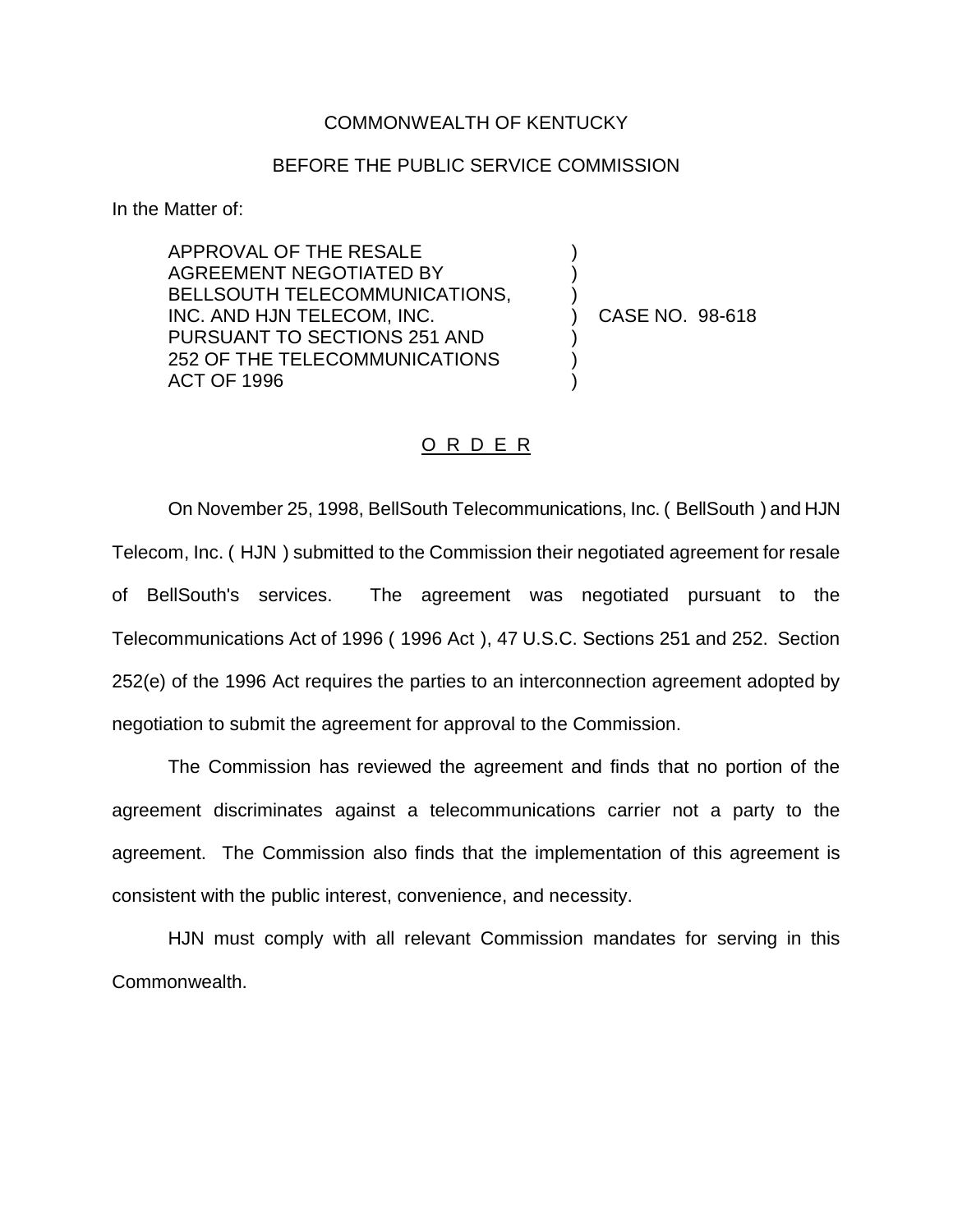COMMONWEALTH OF KENTUCKY

BEFORE THE PUBLIC SERVICE COMMISSION

In the Matter of:

APPROVAL OF THE RESALE AGREEMENT NEGOTIATED BY BELLSOUTH TELECOMMUNICATIONS, INC. AND HJN TELECOM, INC. PURSUANT TO SECTIONS 251 AND 252 OF THE TELECOMMUNICATIONS ACT OF 1996 ) CASE NO. 98-618

O R D E R

On November 25, 1998, BellSouth Telecommunications, Inc. ( BellSouth ) and HJN Telecom, Inc. ( HJN ) submitted to the Commission their negotiated agreement for resale of BellSouth's services. The agreement was negotiated pursuant to the Telecommunications Act of 1996 ( 1996 Act ), 47 U.S.C. Sections 251 and 252. Section 252(e) of the 1996 Act requires the parties to an interconnection agreement adopted by negotiation to submit the agreement for approval to the Commission.

The Commission has reviewed the agreement and finds that no portion of the agreement discriminates against a telecommunications carrier not a party to the agreement. The Commission also finds that the implementation of this agreement is consistent with the public interest, convenience, and necessity.

HJN must comply with all relevant Commission mandates for serving in this Commonwealth.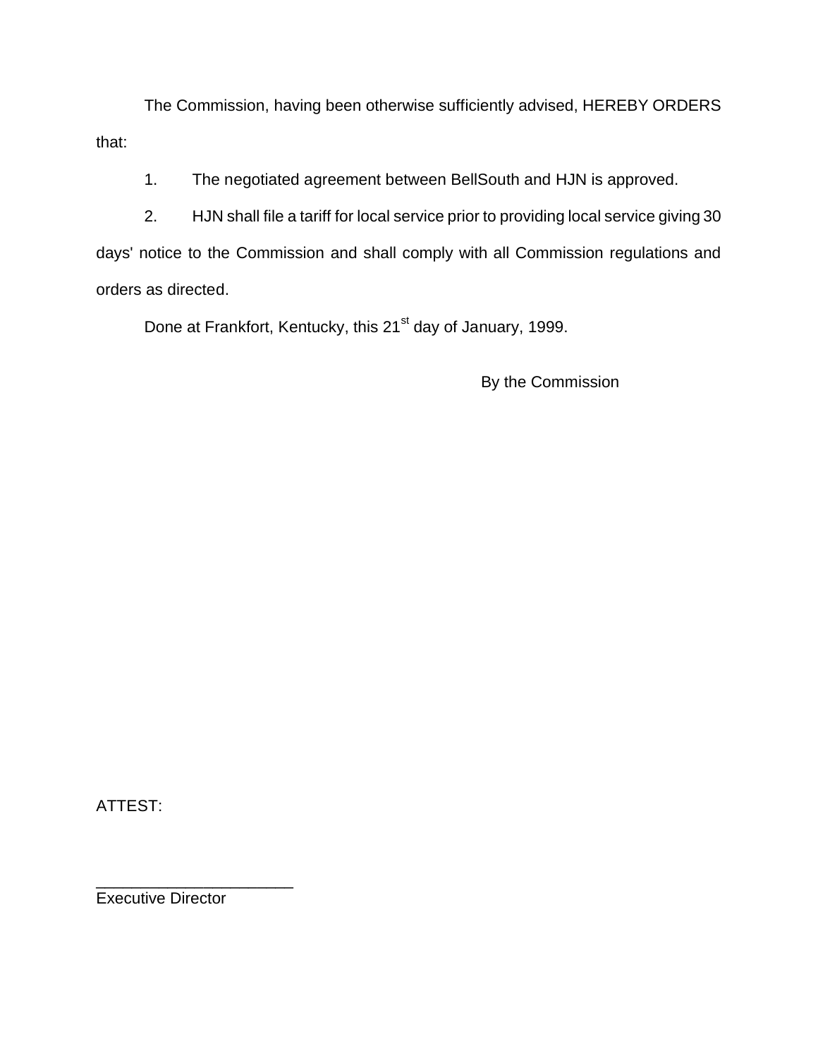The Commission, having been otherwise sufficiently advised, HEREBY ORDERS that:

1. The negotiated agreement between BellSouth and HJN is approved.

2. HJN shall file a tariff for local service prior to providing local service giving 30 days' notice to the Commission and shall comply with all Commission regulations and orders as directed.

Done at Frankfort, Kentucky, this 21st day of January, 1999.

By the Commission

ATTEST:

______________________
Executive Director